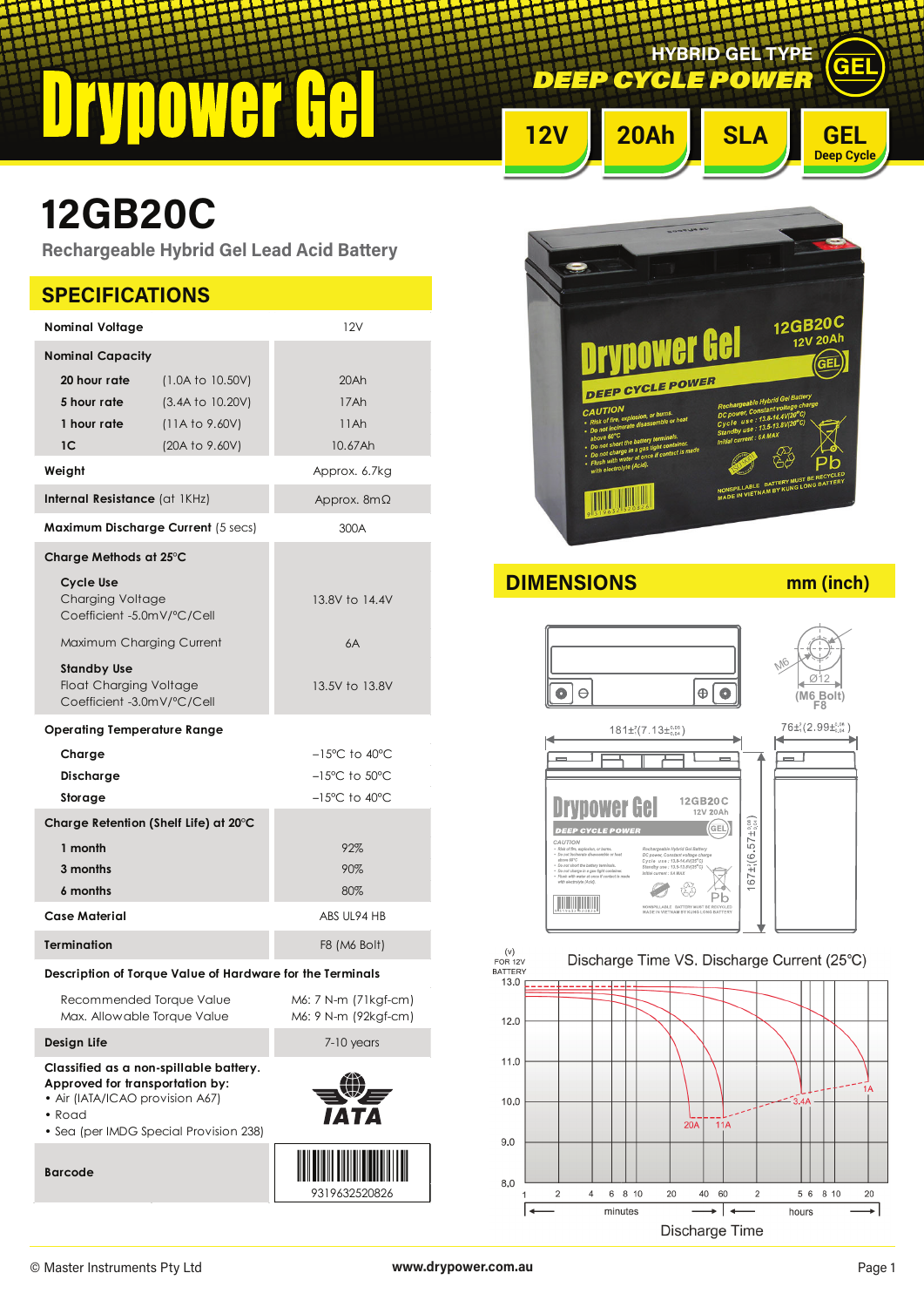# Drypower Gel

HYBRID GEL TYPE

DEEP CYCLE POWER

GEL

12V | 20Ah | SLA | GEL Deep Cycle

# 12GB20C

Rechargeable Hybrid Gel Lead Acid Battery

## SPECIFICATIONS

| | | |
|---|---|---|
| **Nominal Voltage** | | 12V |
| **Nominal Capacity** | | |
| **20 hour rate** | (1.0A to 10.50V) | 20Ah |
| **5 hour rate** | (3.4A to 10.20V) | 17Ah |
| **1 hour rate** | (11A to 9.60V) | 11Ah |
| **1C** | (20A to 9.60V) | 10.67Ah |
| **Weight** | | Approx. 6.7kg |
| **Internal Resistance** (at 1KHz) | | Approx. 8mΩ |
| **Maximum Discharge Current** (5 secs) | | 300A |
| **Charge Methods at 25°C** | | |
| **Cycle Use** Charging Voltage Coefficient -5.0mV/°C/Cell | | 13.8V to 14.4V |
| Maximum Charging Current | | 6A |
| **Standby Use** Float Charging Voltage Coefficient -3.0mV/°C/Cell | | 13.5V to 13.8V |
| **Operating Temperature Range** | | |
| **Charge** | | −15°C to 40°C |
| **Discharge** | | −15°C to 50°C |
| **Storage** | | −15°C to 40°C |
| **Charge Retention (Shelf Life) at 20°C** | | |
| **1 month** | | 92% |
| **3 months** | | 90% |
| **6 months** | | 80% |
| **Case Material** | | ABS UL94 HB |
| **Termination** | | F8 (M6 Bolt) |
| **Description of Torque Value of Hardware for the Terminals** | | |
| Recommended Torque Value | | M6: 7 N-m (71kgf-cm) |
| Max. Allowable Torque Value | | M6: 9 N-m (92kgf-cm) |
| **Design Life** | | 7-10 years |

**Classified as a non-spillable battery.**
**Approved for transportation by:**

- Air (IATA/ICAO provision A67)
- Road
- Sea (per IMDG Special Provision 238)

IATA

**Barcode**: 9319632520826

## DIMENSIONS mm (inch)

- Length: 181±2 ($7.13^{+0.08}_{-0.04}$)
- Width: 76±1 ($2.99^{+0.04}_{-0.04}$)
- Height: 167±1 ($6.57^{+0.08}_{-0.04}$)
- Terminal: M6, Ø12 (M6 Bolt) F8

### Discharge Time VS. Discharge Current (25°C)

Y-axis: (v) FOR 12V BATTERY, 8.0 – 13.0
X-axis: Discharge Time (minutes 1–60, hours 2–20)
Curves: 20A, 11A, 3.4A, 1A

© Master Instruments Pty Ltd www.drypower.com.au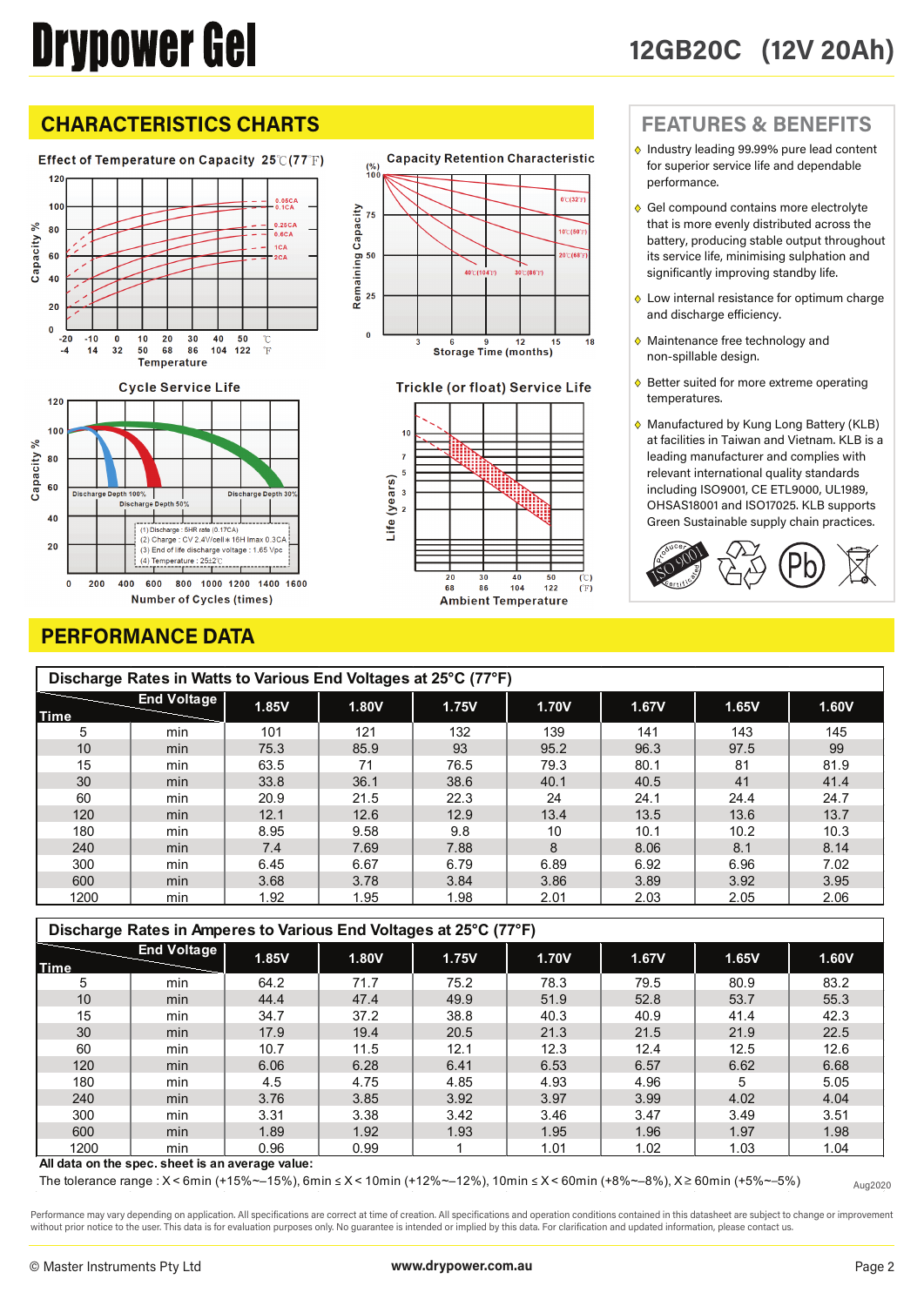# Drypower Gel

**12GB20C (12V 20Ah)**

## CHARACTERISTICS CHARTS

Effect of Temperature on Capacity 25℃(77℉)

Capacity %
120
100
80
60
40
20
0
0.05CA
0.1CA
0.25CA
0.6CA
1CA
2CA
-20 -10 0 10 20 30 40 50 ℃
-4 14 32 50 68 86 104 122 ℉
Temperature

Capacity Retention Characteristic

(%)
Remaining Capacity
100
75
50
25
0
0℃(32℉)
10℃(50℉)
20℃(68℉)
40℃(104℉)
30℃(86℉)
3 6 9 12 15 18
Storage Time (months)

Cycle Service Life

Capacity %
120
100
80
60
40
20
Discharge Depth 100%
Discharge Depth 50%
Discharge Depth 30%
(1) Discharge : 5HR rate (0.17CA)
(2) Charge : CV 2.4V/cell ✕ 16H Imax 0.3CA
(3) End of life discharge voltage : 1.65 Vpc
(4) Temperature : 25±2℃
0 200 400 600 800 1000 1200 1400 1600
Number of Cycles (times)

Trickle (or float) Service Life

Life (years)
10
7
5
3
2
20 30 40 50 (℃)
68 86 104 122 (℉)
Ambient Temperature

## FEATURES & BENEFITS

- Industry leading 99.99% pure lead content for superior service life and dependable performance.
- Gel compound contains more electrolyte that is more evenly distributed across the battery, producing stable output throughout its service life, minimising sulphation and significantly improving standby life.
- Low internal resistance for optimum charge and discharge efficiency.
- Maintenance free technology and non-spillable design.
- Better suited for more extreme operating temperatures.
- Manufactured by Kung Long Battery (KLB) at facilities in Taiwan and Vietnam. KLB is a leading manufacturer and complies with relevant international quality standards including ISO9001, CE ETL9000, UL1989, OHSAS18001 and ISO17025. KLB supports Green Sustainable supply chain practices.

## PERFORMANCE DATA

**Discharge Rates in Watts to Various End Voltages at 25°C (77°F)**

| Time | | 1.85V | 1.80V | 1.75V | 1.70V | 1.67V | 1.65V | 1.60V |
|---|---|---|---|---|---|---|---|---|
| 5 | min | 101 | 121 | 132 | 139 | 141 | 143 | 145 |
| 10 | min | 75.3 | 85.9 | 93 | 95.2 | 96.3 | 97.5 | 99 |
| 15 | min | 63.5 | 71 | 76.5 | 79.3 | 80.1 | 81 | 81.9 |
| 30 | min | 33.8 | 36.1 | 38.6 | 40.1 | 40.5 | 41 | 41.4 |
| 60 | min | 20.9 | 21.5 | 22.3 | 24 | 24.1 | 24.4 | 24.7 |
| 120 | min | 12.1 | 12.6 | 12.9 | 13.4 | 13.5 | 13.6 | 13.7 |
| 180 | min | 8.95 | 9.58 | 9.8 | 10 | 10.1 | 10.2 | 10.3 |
| 240 | min | 7.4 | 7.69 | 7.88 | 8 | 8.06 | 8.1 | 8.14 |
| 300 | min | 6.45 | 6.67 | 6.79 | 6.89 | 6.92 | 6.96 | 7.02 |
| 600 | min | 3.68 | 3.78 | 3.84 | 3.86 | 3.89 | 3.92 | 3.95 |
| 1200 | min | 1.92 | 1.95 | 1.98 | 2.01 | 2.03 | 2.05 | 2.06 |

**Discharge Rates in Amperes to Various End Voltages at 25°C (77°F)**

| Time | | 1.85V | 1.80V | 1.75V | 1.70V | 1.67V | 1.65V | 1.60V |
|---|---|---|---|---|---|---|---|---|
| 5 | min | 64.2 | 71.7 | 75.2 | 78.3 | 79.5 | 80.9 | 83.2 |
| 10 | min | 44.4 | 47.4 | 49.9 | 51.9 | 52.8 | 53.7 | 55.3 |
| 15 | min | 34.7 | 37.2 | 38.8 | 40.3 | 40.9 | 41.4 | 42.3 |
| 30 | min | 17.9 | 19.4 | 20.5 | 21.3 | 21.5 | 21.9 | 22.5 |
| 60 | min | 10.7 | 11.5 | 12.1 | 12.3 | 12.4 | 12.5 | 12.6 |
| 120 | min | 6.06 | 6.28 | 6.41 | 6.53 | 6.57 | 6.62 | 6.68 |
| 180 | min | 4.5 | 4.75 | 4.85 | 4.93 | 4.96 | 5 | 5.05 |
| 240 | min | 3.76 | 3.85 | 3.92 | 3.97 | 3.99 | 4.02 | 4.04 |
| 300 | min | 3.31 | 3.38 | 3.42 | 3.46 | 3.47 | 3.49 | 3.51 |
| 600 | min | 1.89 | 1.92 | 1.93 | 1.95 | 1.96 | 1.97 | 1.98 |
| 1200 | min | 0.96 | 0.99 | 1 | 1.01 | 1.02 | 1.03 | 1.04 |

**All data on the spec. sheet is an average value:**

The tolerance range : X < 6min (+15%~–15%), 6min ≤ X < 10min (+12%~–12%), 10min ≤ X < 60min (+8%~–8%), X ≥ 60min (+5%~–5%)

Aug2020

Performance may vary depending on application. All specifications are correct at time of creation. All specifications and operation conditions contained in this datasheet are subject to change or improvement without prior notice to the user. This data is for evaluation purposes only. No guarantee is intended or implied by this data. For clarification and updated information, please contact us.

© Master Instruments Pty Ltd    www.drypower.com.au